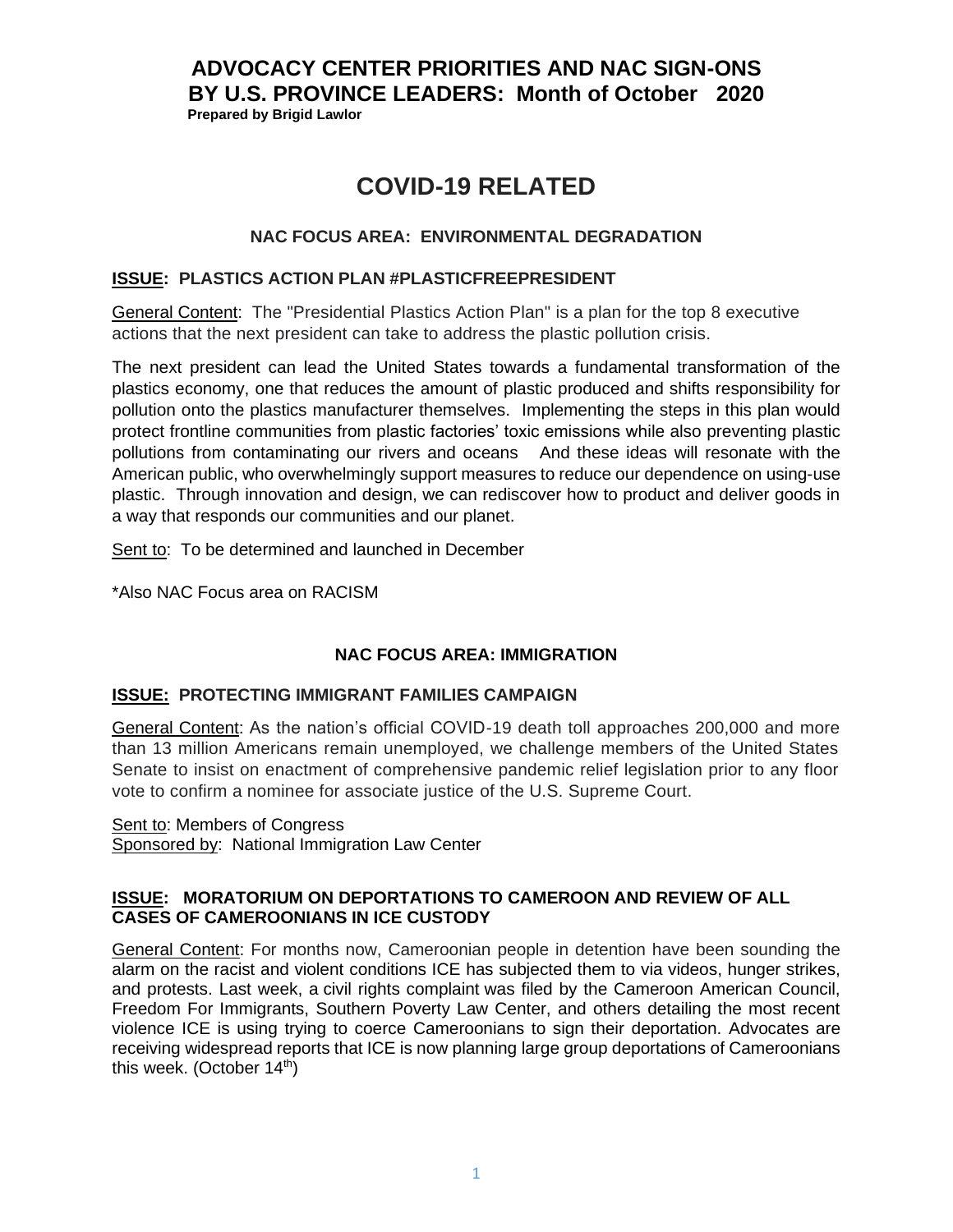# ADVOCACY CENTER PRIORITIES AND NAC SIGN-ONS BY U.S. PROVINCE LEADERS: Month of October 2020

**Prepared by Brigid Lawlor**

# COVID-19 RELATED

### NAC FOCUS AREA: ENVIRONMENTAL DEGRADATION

**ISSUE: PLASTICS ACTION PLAN #PLASTICFREEPRESIDENT**

General Content: The "Presidential Plastics Action Plan" is a plan for the top 8 executive actions that the next president can take to address the plastic pollution crisis.

The next president can lead the United States towards a fundamental transformation of the plastics economy, one that reduces the amount of plastic produced and shifts responsibility for pollution onto the plastics manufacturer themselves. Implementing the steps in this plan would protect frontline communities from plastic factories' toxic emissions while also preventing plastic pollutions from contaminating our rivers and oceans And these ideas will resonate with the American public, who overwhelmingly support measures to reduce our dependence on using-use plastic. Through innovation and design, we can rediscover how to product and deliver goods in a way that responds our communities and our planet.

Sent to: To be determined and launched in December

*Also NAC Focus area on RACISM

### NAC FOCUS AREA: IMMIGRATION

**ISSUE: PROTECTING IMMIGRANT FAMILIES CAMPAIGN**

General Content: As the nation's official COVID-19 death toll approaches 200,000 and more than 13 million Americans remain unemployed, we challenge members of the United States Senate to insist on enactment of comprehensive pandemic relief legislation prior to any floor vote to confirm a nominee for associate justice of the U.S. Supreme Court.

Sent to: Members of Congress
Sponsored by: National Immigration Law Center

**ISSUE: MORATORIUM ON DEPORTATIONS TO CAMEROON AND REVIEW OF ALL CASES OF CAMEROONIANS IN ICE CUSTODY**

General Content: For months now, Cameroonian people in detention have been sounding the alarm on the racist and violent conditions ICE has subjected them to via videos, hunger strikes, and protests. Last week, a civil rights complaint was filed by the Cameroon American Council, Freedom For Immigrants, Southern Poverty Law Center, and others detailing the most recent violence ICE is using trying to coerce Cameroonians to sign their deportation. Advocates are receiving widespread reports that ICE is now planning large group deportations of Cameroonians this week. (October 14th)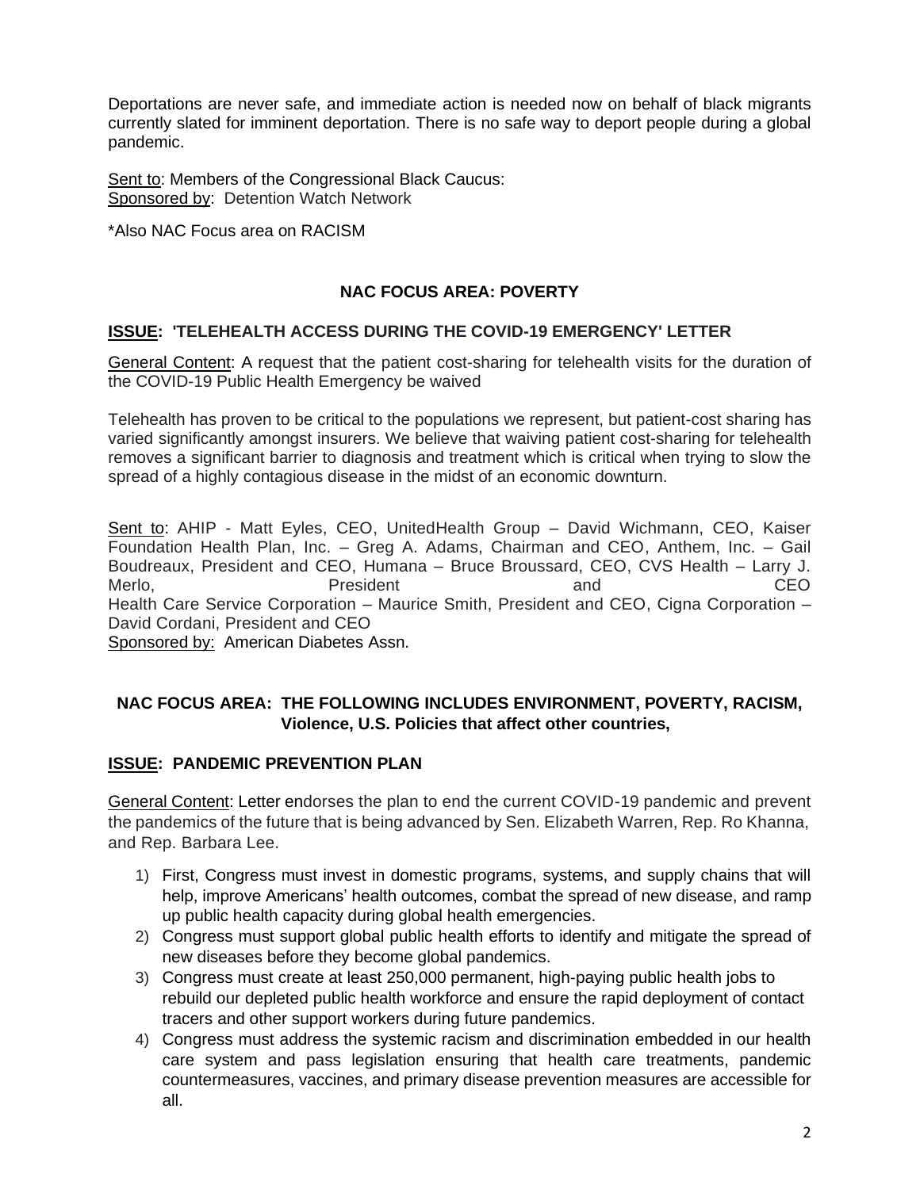Deportations are never safe, and immediate action is needed now on behalf of black migrants currently slated for imminent deportation. There is no safe way to deport people during a global pandemic.

Sent to: Members of the Congressional Black Caucus:
Sponsored by: Detention Watch Network

*Also NAC Focus area on RACISM

**NAC FOCUS AREA: POVERTY**

**ISSUE: 'TELEHEALTH ACCESS DURING THE COVID-19 EMERGENCY' LETTER**

General Content: A request that the patient cost-sharing for telehealth visits for the duration of the COVID-19 Public Health Emergency be waived

Telehealth has proven to be critical to the populations we represent, but patient-cost sharing has varied significantly amongst insurers. We believe that waiving patient cost-sharing for telehealth removes a significant barrier to diagnosis and treatment which is critical when trying to slow the spread of a highly contagious disease in the midst of an economic downturn.

Sent to: AHIP - Matt Eyles, CEO, UnitedHealth Group – David Wichmann, CEO, Kaiser Foundation Health Plan, Inc. – Greg A. Adams, Chairman and CEO, Anthem, Inc. – Gail Boudreaux, President and CEO, Humana – Bruce Broussard, CEO, CVS Health – Larry J. Merlo, President and CEO
Health Care Service Corporation – Maurice Smith, President and CEO, Cigna Corporation – David Cordani, President and CEO
Sponsored by: American Diabetes Assn.

**NAC FOCUS AREA: THE FOLLOWING INCLUDES ENVIRONMENT, POVERTY, RACISM, Violence, U.S. Policies that affect other countries,**

**ISSUE: PANDEMIC PREVENTION PLAN**

General Content: Letter endorses the plan to end the current COVID-19 pandemic and prevent the pandemics of the future that is being advanced by Sen. Elizabeth Warren, Rep. Ro Khanna, and Rep. Barbara Lee.

1) First, Congress must invest in domestic programs, systems, and supply chains that will help, improve Americans' health outcomes, combat the spread of new disease, and ramp up public health capacity during global health emergencies.
2) Congress must support global public health efforts to identify and mitigate the spread of new diseases before they become global pandemics.
3) Congress must create at least 250,000 permanent, high-paying public health jobs to rebuild our depleted public health workforce and ensure the rapid deployment of contact tracers and other support workers during future pandemics.
4) Congress must address the systemic racism and discrimination embedded in our health care system and pass legislation ensuring that health care treatments, pandemic countermeasures, vaccines, and primary disease prevention measures are accessible for all.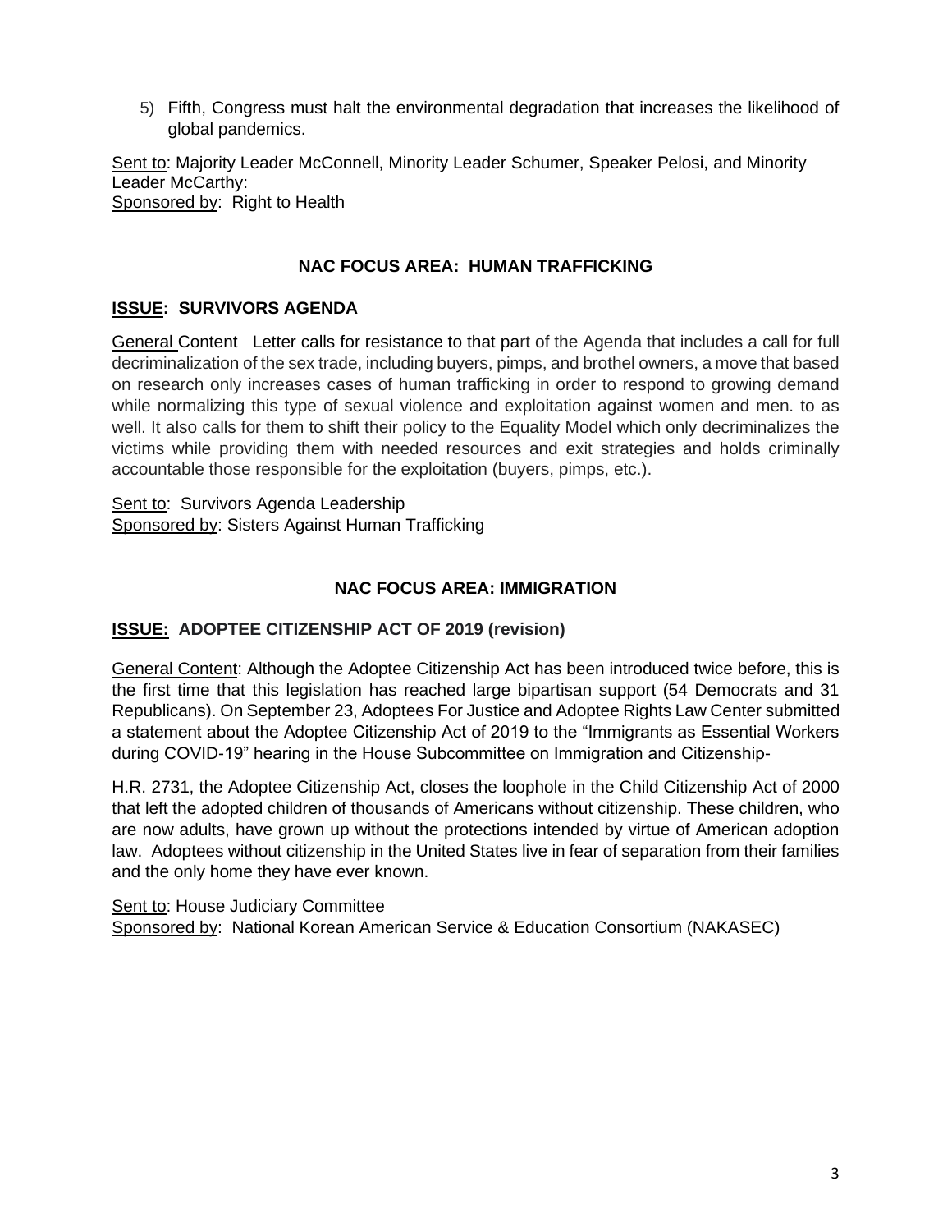5) Fifth, Congress must halt the environmental degradation that increases the likelihood of global pandemics.

Sent to: Majority Leader McConnell, Minority Leader Schumer, Speaker Pelosi, and Minority Leader McCarthy:
Sponsored by: Right to Health

## NAC FOCUS AREA: HUMAN TRAFFICKING

### ISSUE: SURVIVORS AGENDA

General Content Letter calls for resistance to that part of the Agenda that includes a call for full decriminalization of the sex trade, including buyers, pimps, and brothel owners, a move that based on research only increases cases of human trafficking in order to respond to growing demand while normalizing this type of sexual violence and exploitation against women and men. to as well. It also calls for them to shift their policy to the Equality Model which only decriminalizes the victims while providing them with needed resources and exit strategies and holds criminally accountable those responsible for the exploitation (buyers, pimps, etc.).

Sent to: Survivors Agenda Leadership
Sponsored by: Sisters Against Human Trafficking

## NAC FOCUS AREA: IMMIGRATION

### ISSUE: ADOPTEE CITIZENSHIP ACT OF 2019 (revision)

General Content: Although the Adoptee Citizenship Act has been introduced twice before, this is the first time that this legislation has reached large bipartisan support (54 Democrats and 31 Republicans). On September 23, Adoptees For Justice and Adoptee Rights Law Center submitted a statement about the Adoptee Citizenship Act of 2019 to the "Immigrants as Essential Workers during COVID-19" hearing in the House Subcommittee on Immigration and Citizenship-

H.R. 2731, the Adoptee Citizenship Act, closes the loophole in the Child Citizenship Act of 2000 that left the adopted children of thousands of Americans without citizenship. These children, who are now adults, have grown up without the protections intended by virtue of American adoption law. Adoptees without citizenship in the United States live in fear of separation from their families and the only home they have ever known.

Sent to: House Judiciary Committee
Sponsored by: National Korean American Service & Education Consortium (NAKASEC)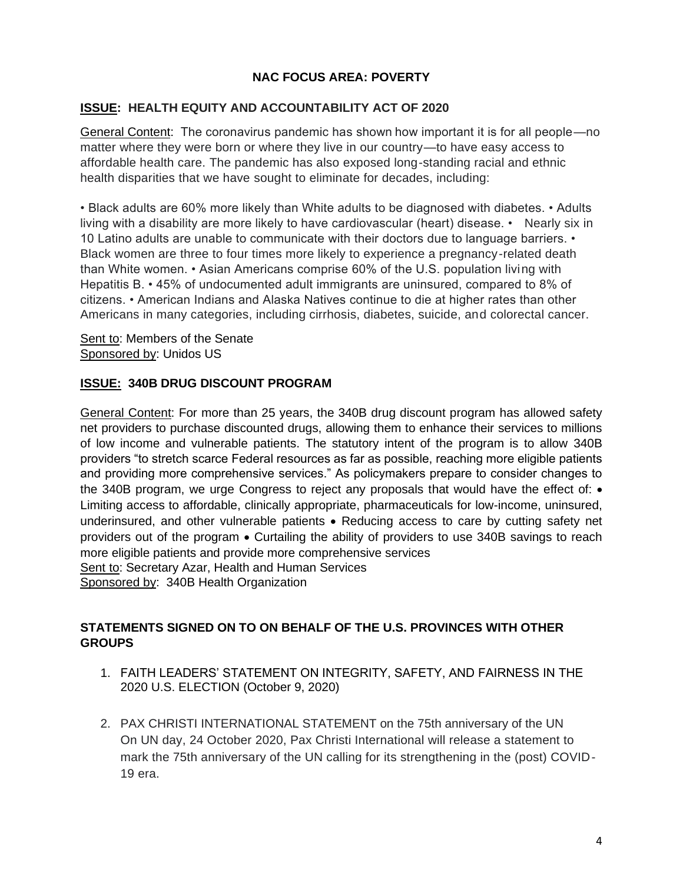## NAC FOCUS AREA: POVERTY

### ISSUE: HEALTH EQUITY AND ACCOUNTABILITY ACT OF 2020

General Content: The coronavirus pandemic has shown how important it is for all people—no matter where they were born or where they live in our country—to have easy access to affordable health care. The pandemic has also exposed long-standing racial and ethnic health disparities that we have sought to eliminate for decades, including:

• Black adults are 60% more likely than White adults to be diagnosed with diabetes. • Adults living with a disability are more likely to have cardiovascular (heart) disease. • Nearly six in 10 Latino adults are unable to communicate with their doctors due to language barriers. • Black women are three to four times more likely to experience a pregnancy-related death than White women. • Asian Americans comprise 60% of the U.S. population living with Hepatitis B. • 45% of undocumented adult immigrants are uninsured, compared to 8% of citizens. • American Indians and Alaska Natives continue to die at higher rates than other Americans in many categories, including cirrhosis, diabetes, suicide, and colorectal cancer.

Sent to: Members of the Senate
Sponsored by: Unidos US

### ISSUE: 340B DRUG DISCOUNT PROGRAM

General Content: For more than 25 years, the 340B drug discount program has allowed safety net providers to purchase discounted drugs, allowing them to enhance their services to millions of low income and vulnerable patients. The statutory intent of the program is to allow 340B providers "to stretch scarce Federal resources as far as possible, reaching more eligible patients and providing more comprehensive services." As policymakers prepare to consider changes to the 340B program, we urge Congress to reject any proposals that would have the effect of: • Limiting access to affordable, clinically appropriate, pharmaceuticals for low-income, uninsured, underinsured, and other vulnerable patients • Reducing access to care by cutting safety net providers out of the program • Curtailing the ability of providers to use 340B savings to reach more eligible patients and provide more comprehensive services
Sent to: Secretary Azar, Health and Human Services
Sponsored by: 340B Health Organization

### STATEMENTS SIGNED ON TO ON BEHALF OF THE U.S. PROVINCES WITH OTHER GROUPS

1. FAITH LEADERS' STATEMENT ON INTEGRITY, SAFETY, AND FAIRNESS IN THE 2020 U.S. ELECTION (October 9, 2020)

2. PAX CHRISTI INTERNATIONAL STATEMENT on the 75th anniversary of the UN
   On UN day, 24 October 2020, Pax Christi International will release a statement to mark the 75th anniversary of the UN calling for its strengthening in the (post) COVID-19 era.